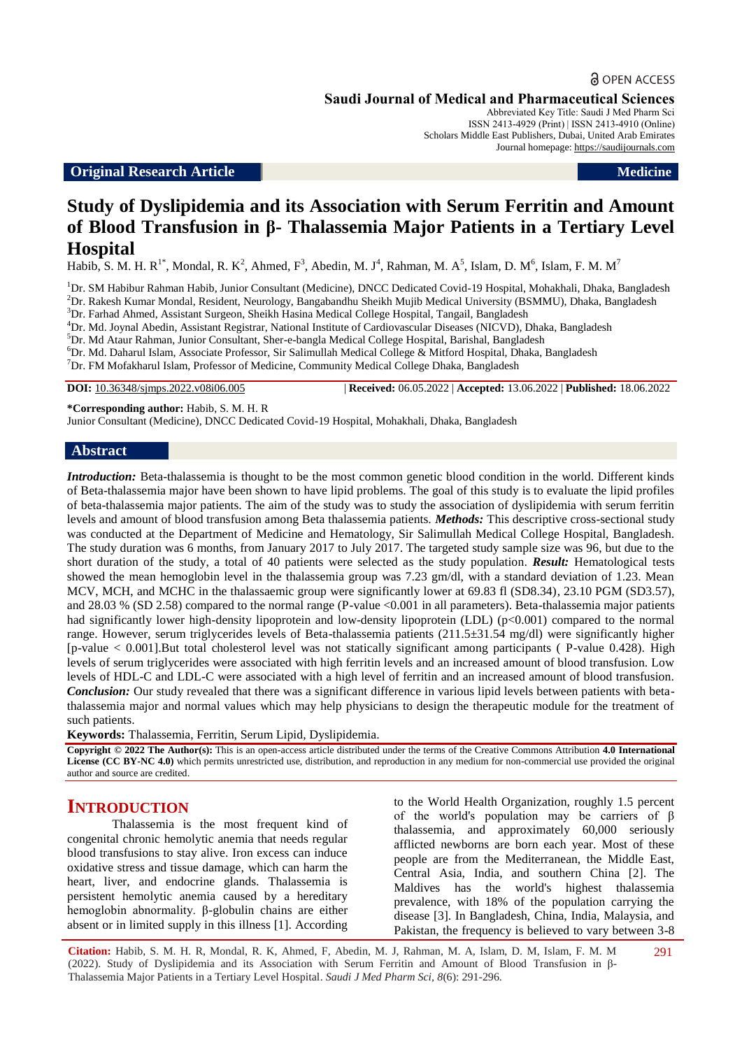OPEN ACCESS

**Saudi Journal of Medical and Pharmaceutical Sciences**

Abbreviated Key Title: Saudi J Med Pharm Sci
ISSN 2413-4929 (Print) | ISSN 2413-4910 (Online)
Scholars Middle East Publishers, Dubai, United Arab Emirates
Journal homepage: https://saudijournals.com

**Original Research Article** | **Medicine**

# Study of Dyslipidemia and its Association with Serum Ferritin and Amount of Blood Transfusion in β- Thalassemia Major Patients in a Tertiary Level Hospital

Habib, S. M. H. R[1*], Mondal, R. K[2], Ahmed, F[3], Abedin, M. J[4], Rahman, M. A[5], Islam, D. M[6], Islam, F. M. M[7]

[1]Dr. SM Habibur Rahman Habib, Junior Consultant (Medicine), DNCC Dedicated Covid-19 Hospital, Mohakhali, Dhaka, Bangladesh
[2]Dr. Rakesh Kumar Mondal, Resident, Neurology, Bangabandhu Sheikh Mujib Medical University (BSMMU), Dhaka, Bangladesh
[3]Dr. Farhad Ahmed, Assistant Surgeon, Sheikh Hasina Medical College Hospital, Tangail, Bangladesh
[4]Dr. Md. Joynal Abedin, Assistant Registrar, National Institute of Cardiovascular Diseases (NICVD), Dhaka, Bangladesh
[5]Dr. Md Ataur Rahman, Junior Consultant, Sher-e-bangla Medical College Hospital, Barishal, Bangladesh
[6]Dr. Md. Daharul Islam, Associate Professor, Sir Salimullah Medical College & Mitford Hospital, Dhaka, Bangladesh
[7]Dr. FM Mofakharul Islam, Professor of Medicine, Community Medical College Dhaka, Bangladesh

**DOI:** 10.36348/sjmps.2022.v08i06.005 | **Received:** 06.05.2022 | **Accepted:** 13.06.2022 | **Published:** 18.06.2022

**\*Corresponding author:** Habib, S. M. H. R
Junior Consultant (Medicine), DNCC Dedicated Covid-19 Hospital, Mohakhali, Dhaka, Bangladesh

## Abstract

***Introduction:*** Beta-thalassemia is thought to be the most common genetic blood condition in the world. Different kinds of Beta-thalassemia major have been shown to have lipid problems. The goal of this study is to evaluate the lipid profiles of beta-thalassemia major patients. The aim of the study was to study the association of dyslipidemia with serum ferritin levels and amount of blood transfusion among Beta thalassemia patients. ***Methods:*** This descriptive cross-sectional study was conducted at the Department of Medicine and Hematology, Sir Salimullah Medical College Hospital, Bangladesh. The study duration was 6 months, from January 2017 to July 2017. The targeted study sample size was 96, but due to the short duration of the study, a total of 40 patients were selected as the study population. ***Result:*** Hematological tests showed the mean hemoglobin level in the thalassemia group was 7.23 gm/dl, with a standard deviation of 1.23. Mean MCV, MCH, and MCHC in the thalassaemic group were significantly lower at 69.83 fl (SD8.34), 23.10 PGM (SD3.57), and 28.03 % (SD 2.58) compared to the normal range (P-value <0.001 in all parameters). Beta-thalassemia major patients had significantly lower high-density lipoprotein and low-density lipoprotein (LDL) (p<0.001) compared to the normal range. However, serum triglycerides levels of Beta-thalassemia patients (211.5±31.54 mg/dl) were significantly higher [p-value < 0.001].But total cholesterol level was not statically significant among participants ( P-value 0.428). High levels of serum triglycerides were associated with high ferritin levels and an increased amount of blood transfusion. Low levels of HDL-C and LDL-C were associated with a high level of ferritin and an increased amount of blood transfusion. ***Conclusion:*** Our study revealed that there was a significant difference in various lipid levels between patients with beta-thalassemia major and normal values which may help physicians to design the therapeutic module for the treatment of such patients.

**Keywords:** Thalassemia, Ferritin, Serum Lipid, Dyslipidemia.

**Copyright © 2022 The Author(s):** This is an open-access article distributed under the terms of the Creative Commons Attribution **4.0 International License (CC BY-NC 4.0)** which permits unrestricted use, distribution, and reproduction in any medium for non-commercial use provided the original author and source are credited.

## INTRODUCTION

Thalassemia is the most frequent kind of congenital chronic hemolytic anemia that needs regular blood transfusions to stay alive. Iron excess can induce oxidative stress and tissue damage, which can harm the heart, liver, and endocrine glands. Thalassemia is persistent hemolytic anemia caused by a hereditary hemoglobin abnormality. β-globulin chains are either absent or in limited supply in this illness [1]. According to the World Health Organization, roughly 1.5 percent of the world's population may be carriers of β thalassemia, and approximately 60,000 seriously afflicted newborns are born each year. Most of these people are from the Mediterranean, the Middle East, Central Asia, India, and southern China [2]. The Maldives has the world's highest thalassemia prevalence, with 18% of the population carrying the disease [3]. In Bangladesh, China, India, Malaysia, and Pakistan, the frequency is believed to vary between 3-8

**Citation:** Habib, S. M. H. R, Mondal, R. K, Ahmed, F, Abedin, M. J, Rahman, M. A, Islam, D. M, Islam, F. M. M (2022). Study of Dyslipidemia and its Association with Serum Ferritin and Amount of Blood Transfusion in β-Thalassemia Major Patients in a Tertiary Level Hospital. *Saudi J Med Pharm Sci, 8*(6): 291-296.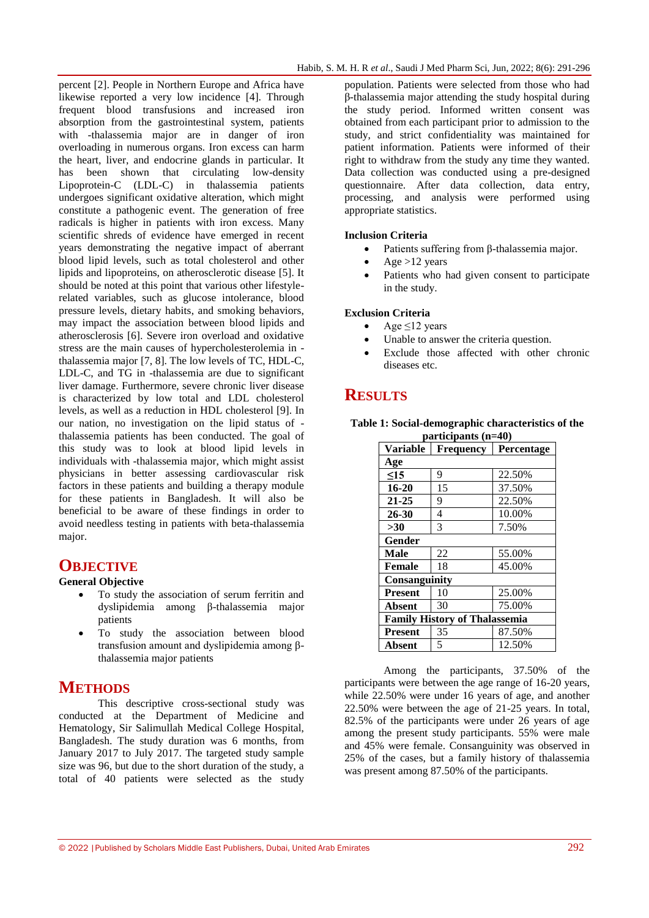percent [2]. People in Northern Europe and Africa have likewise reported a very low incidence [4]. Through frequent blood transfusions and increased iron absorption from the gastrointestinal system, patients with -thalassemia major are in danger of iron overloading in numerous organs. Iron excess can harm the heart, liver, and endocrine glands in particular. It has been shown that circulating low-density Lipoprotein-C (LDL-C) in thalassemia patients undergoes significant oxidative alteration, which might constitute a pathogenic event. The generation of free radicals is higher in patients with iron excess. Many scientific shreds of evidence have emerged in recent years demonstrating the negative impact of aberrant blood lipid levels, such as total cholesterol and other lipids and lipoproteins, on atherosclerotic disease [5]. It should be noted at this point that various other lifestyle-related variables, such as glucose intolerance, blood pressure levels, dietary habits, and smoking behaviors, may impact the association between blood lipids and atherosclerosis [6]. Severe iron overload and oxidative stress are the main causes of hypercholesterolemia in -thalassemia major [7, 8]. The low levels of TC, HDL-C, LDL-C, and TG in -thalassemia are due to significant liver damage. Furthermore, severe chronic liver disease is characterized by low total and LDL cholesterol levels, as well as a reduction in HDL cholesterol [9]. In our nation, no investigation on the lipid status of -thalassemia patients has been conducted. The goal of this study was to look at blood lipid levels in individuals with -thalassemia major, which might assist physicians in better assessing cardiovascular risk factors in these patients and building a therapy module for these patients in Bangladesh. It will also be beneficial to be aware of these findings in order to avoid needless testing in patients with beta-thalassemia major.

## Objective

### General Objective

- To study the association of serum ferritin and dyslipidemia among β-thalassemia major patients
- To study the association between blood transfusion amount and dyslipidemia among β-thalassemia major patients

## Methods

This descriptive cross-sectional study was conducted at the Department of Medicine and Hematology, Sir Salimullah Medical College Hospital, Bangladesh. The study duration was 6 months, from January 2017 to July 2017. The targeted study sample size was 96, but due to the short duration of the study, a total of 40 patients were selected as the study population. Patients were selected from those who had β-thalassemia major attending the study hospital during the study period. Informed written consent was obtained from each participant prior to admission to the study, and strict confidentiality was maintained for patient information. Patients were informed of their right to withdraw from the study any time they wanted. Data collection was conducted using a pre-designed questionnaire. After data collection, data entry, processing, and analysis were performed using appropriate statistics.

### Inclusion Criteria

- Patients suffering from β-thalassemia major.
- Age >12 years
- Patients who had given consent to participate in the study.

### Exclusion Criteria

- Age ≤12 years
- Unable to answer the criteria question.
- Exclude those affected with other chronic diseases etc.

## Results

**Table 1: Social-demographic characteristics of the participants (n=40)**

| Variable | Frequency | Percentage |
|---|---|---|
| **Age** | | |
| **≤15** | 9 | 22.50% |
| **16-20** | 15 | 37.50% |
| **21-25** | 9 | 22.50% |
| **26-30** | 4 | 10.00% |
| **>30** | 3 | 7.50% |
| **Gender** | | |
| **Male** | 22 | 55.00% |
| **Female** | 18 | 45.00% |
| **Consanguinity** | | |
| **Present** | 10 | 25.00% |
| **Absent** | 30 | 75.00% |
| **Family History of Thalassemia** | | |
| **Present** | 35 | 87.50% |
| **Absent** | 5 | 12.50% |

Among the participants, 37.50% of the participants were between the age range of 16-20 years, while 22.50% were under 16 years of age, and another 22.50% were between the age of 21-25 years. In total, 82.5% of the participants were under 26 years of age among the present study participants. 55% were male and 45% were female. Consanguinity was observed in 25% of the cases, but a family history of thalassemia was present among 87.50% of the participants.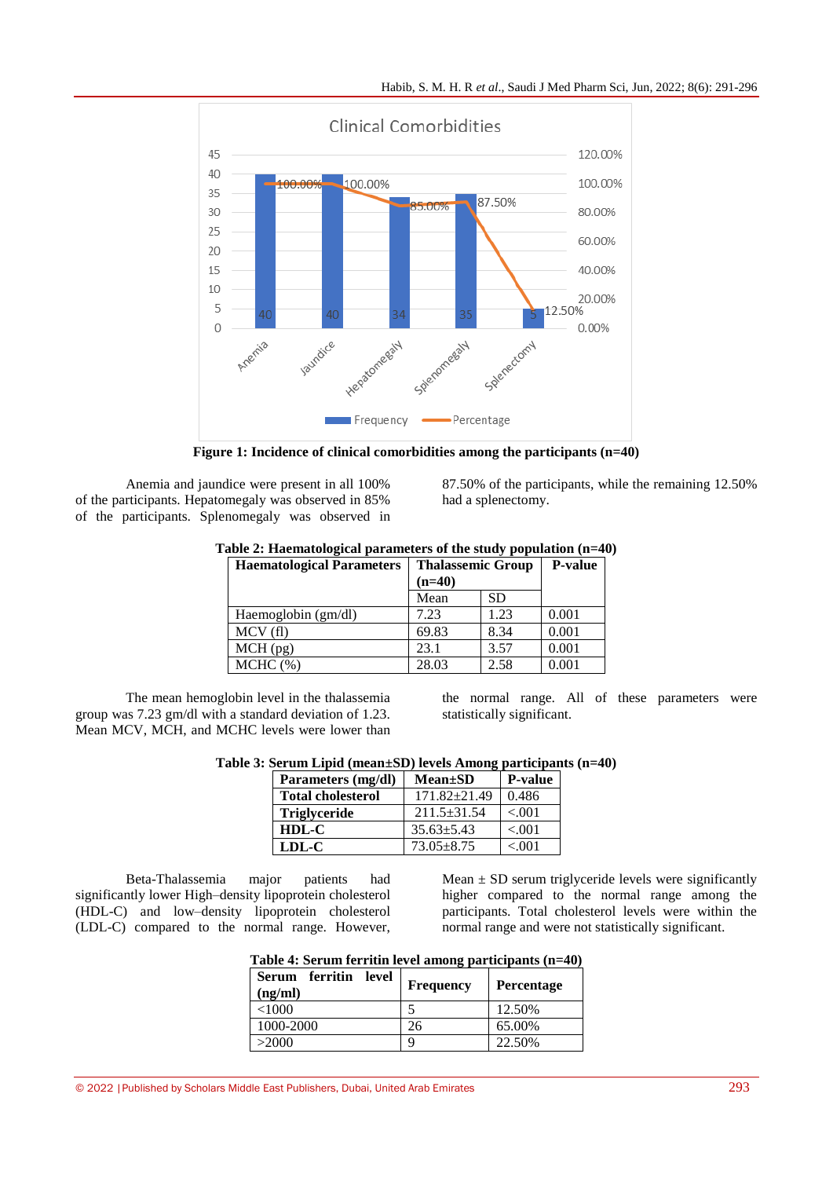Figure 1: Incidence of clinical comorbidities among the participants (n=40)

Anemia and jaundice were present in all 100% of the participants. Hepatomegaly was observed in 85% of the participants. Splenomegaly was observed in 87.50% of the participants, while the remaining 12.50% had a splenectomy.

**Table 2: Haematological parameters of the study population (n=40)**

| Haematological Parameters | Thalassemic Group (n=40) | | P-value |
|---|---|---|---|
| | Mean | SD | |
| Haemoglobin (gm/dl) | 7.23 | 1.23 | 0.001 |
| MCV (fl) | 69.83 | 8.34 | 0.001 |
| MCH (pg) | 23.1 | 3.57 | 0.001 |
| MCHC (%) | 28.03 | 2.58 | 0.001 |

The mean hemoglobin level in the thalassemia group was 7.23 gm/dl with a standard deviation of 1.23. Mean MCV, MCH, and MCHC levels were lower than the normal range. All of these parameters were statistically significant.

**Table 3: Serum Lipid (mean±SD) levels Among participants (n=40)**

| Parameters (mg/dl) | Mean±SD | P-value |
|---|---|---|
| **Total cholesterol** | 171.82±21.49 | 0.486 |
| **Triglyceride** | 211.5±31.54 | <.001 |
| **HDL-C** | 35.63±5.43 | <.001 |
| **LDL-C** | 73.05±8.75 | <.001 |

Beta-Thalassemia major patients had significantly lower High–density lipoprotein cholesterol (HDL-C) and low–density lipoprotein cholesterol (LDL-C) compared to the normal range. However, Mean ± SD serum triglyceride levels were significantly higher compared to the normal range among the participants. Total cholesterol levels were within the normal range and were not statistically significant.

**Table 4: Serum ferritin level among participants (n=40)**

| Serum ferritin level (ng/ml) | Frequency | Percentage |
|---|---|---|
| <1000 | 5 | 12.50% |
| 1000-2000 | 26 | 65.00% |
| >2000 | 9 | 22.50% |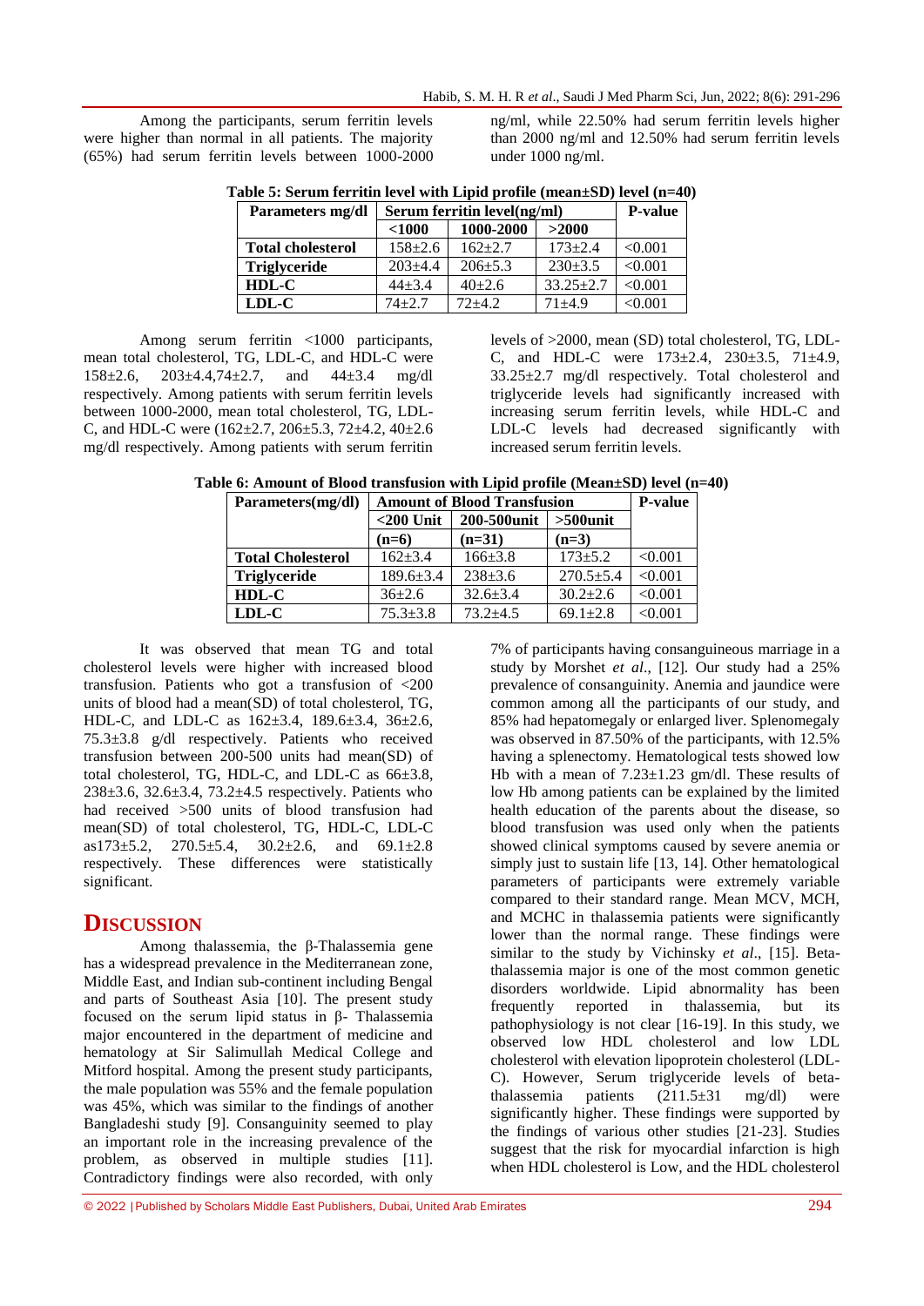Among the participants, serum ferritin levels were higher than normal in all patients. The majority (65%) had serum ferritin levels between 1000-2000 ng/ml, while 22.50% had serum ferritin levels higher than 2000 ng/ml and 12.50% had serum ferritin levels under 1000 ng/ml.

**Table 5: Serum ferritin level with Lipid profile (mean±SD) level (n=40)**

| Parameters mg/dl | Serum ferritin level(ng/ml) | | | P-value |
|---|---|---|---|---|
| | <1000 | 1000-2000 | >2000 | |
| **Total cholesterol** | 158±2.6 | 162±2.7 | 173±2.4 | <0.001 |
| **Triglyceride** | 203±4.4 | 206±5.3 | 230±3.5 | <0.001 |
| **HDL-C** | 44±3.4 | 40±2.6 | 33.25±2.7 | <0.001 |
| **LDL-C** | 74±2.7 | 72±4.2 | 71±4.9 | <0.001 |

Among serum ferritin <1000 participants, mean total cholesterol, TG, LDL-C, and HDL-C were 158±2.6, 203±4.4,74±2.7, and 44±3.4 mg/dl respectively. Among patients with serum ferritin levels between 1000-2000, mean total cholesterol, TG, LDL-C, and HDL-C were (162±2.7, 206±5.3, 72±4.2, 40±2.6 mg/dl respectively. Among patients with serum ferritin levels of >2000, mean (SD) total cholesterol, TG, LDL-C, and HDL-C were 173±2.4, 230±3.5, 71±4.9, 33.25±2.7 mg/dl respectively. Total cholesterol and triglyceride levels had significantly increased with increasing serum ferritin levels, while HDL-C and LDL-C levels had decreased significantly with increased serum ferritin levels.

**Table 6: Amount of Blood transfusion with Lipid profile (Mean±SD) level (n=40)**

| Parameters(mg/dl) | Amount of Blood Transfusion | | | P-value |
|---|---|---|---|---|
| | <200 Unit (n=6) | 200-500unit (n=31) | >500unit (n=3) | |
| **Total Cholesterol** | 162±3.4 | 166±3.8 | 173±5.2 | <0.001 |
| **Triglyceride** | 189.6±3.4 | 238±3.6 | 270.5±5.4 | <0.001 |
| **HDL-C** | 36±2.6 | 32.6±3.4 | 30.2±2.6 | <0.001 |
| **LDL-C** | 75.3±3.8 | 73.2±4.5 | 69.1±2.8 | <0.001 |

It was observed that mean TG and total cholesterol levels were higher with increased blood transfusion. Patients who got a transfusion of <200 units of blood had a mean(SD) of total cholesterol, TG, HDL-C, and LDL-C as 162±3.4, 189.6±3.4, 36±2.6, 75.3±3.8 g/dl respectively. Patients who received transfusion between 200-500 units had mean(SD) of total cholesterol, TG, HDL-C, and LDL-C as 66±3.8, 238±3.6, 32.6±3.4, 73.2±4.5 respectively. Patients who had received >500 units of blood transfusion had mean(SD) of total cholesterol, TG, HDL-C, LDL-C as173±5.2, 270.5±5.4, 30.2±2.6, and 69.1±2.8 respectively. These differences were statistically significant.

# DISCUSSION

Among thalassemia, the β-Thalassemia gene has a widespread prevalence in the Mediterranean zone, Middle East, and Indian sub-continent including Bengal and parts of Southeast Asia [10]. The present study focused on the serum lipid status in β- Thalassemia major encountered in the department of medicine and hematology at Sir Salimullah Medical College and Mitford hospital. Among the present study participants, the male population was 55% and the female population was 45%, which was similar to the findings of another Bangladeshi study [9]. Consanguinity seemed to play an important role in the increasing prevalence of the problem, as observed in multiple studies [11]. Contradictory findings were also recorded, with only 7% of participants having consanguineous marriage in a study by Morshet *et al*., [12]. Our study had a 25% prevalence of consanguinity. Anemia and jaundice were common among all the participants of our study, and 85% had hepatomegaly or enlarged liver. Splenomegaly was observed in 87.50% of the participants, with 12.5% having a splenectomy. Hematological tests showed low Hb with a mean of 7.23±1.23 gm/dl. These results of low Hb among patients can be explained by the limited health education of the parents about the disease, so blood transfusion was used only when the patients showed clinical symptoms caused by severe anemia or simply just to sustain life [13, 14]. Other hematological parameters of participants were extremely variable compared to their standard range. Mean MCV, MCH, and MCHC in thalassemia patients were significantly lower than the normal range. These findings were similar to the study by Vichinsky *et al*., [15]. Beta-thalassemia major is one of the most common genetic disorders worldwide. Lipid abnormality has been frequently reported in thalassemia, but its pathophysiology is not clear [16-19]. In this study, we observed low HDL cholesterol and low LDL cholesterol with elevation lipoprotein cholesterol (LDL-C). However, Serum triglyceride levels of beta-thalassemia patients (211.5±31 mg/dl) were significantly higher. These findings were supported by the findings of various other studies [21-23]. Studies suggest that the risk for myocardial infarction is high when HDL cholesterol is Low, and the HDL cholesterol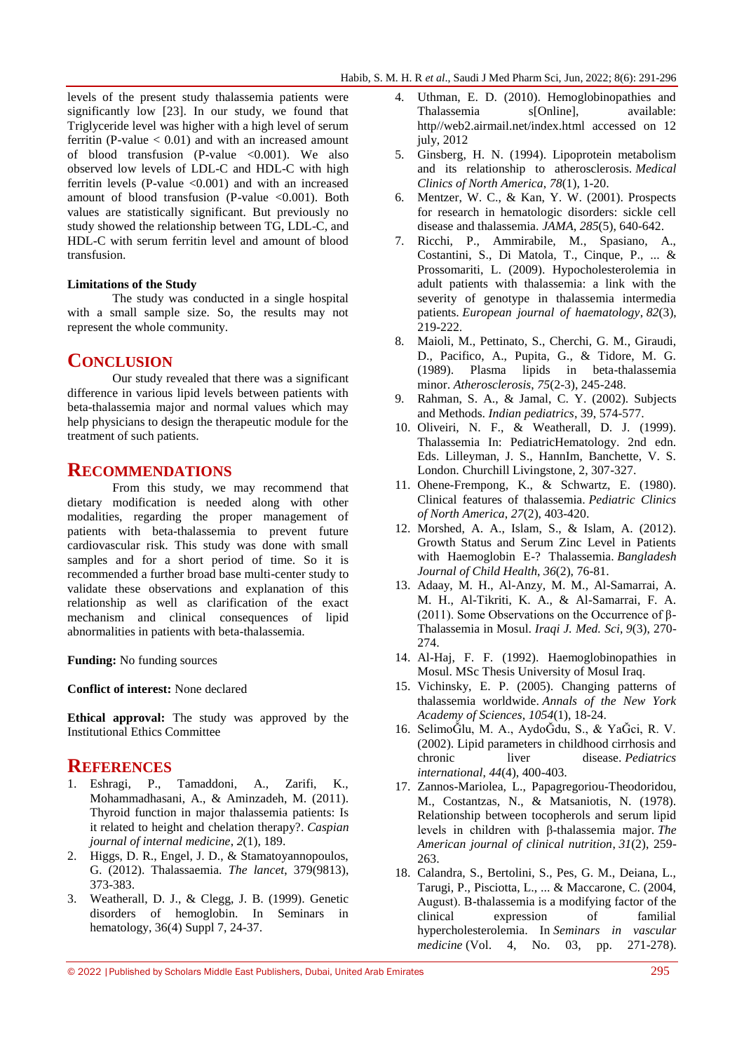levels of the present study thalassemia patients were significantly low [23]. In our study, we found that Triglyceride level was higher with a high level of serum ferritin (P-value $< 0.01$) and with an increased amount of blood transfusion (P-value $<0.001$). We also observed low levels of LDL-C and HDL-C with high ferritin levels (P-value $<0.001$) and with an increased amount of blood transfusion (P-value $<0.001$). Both values are statistically significant. But previously no study showed the relationship between TG, LDL-C, and HDL-C with serum ferritin level and amount of blood transfusion.

**Limitations of the Study**

The study was conducted in a single hospital with a small sample size. So, the results may not represent the whole community.

## CONCLUSION

Our study revealed that there was a significant difference in various lipid levels between patients with beta-thalassemia major and normal values which may help physicians to design the therapeutic module for the treatment of such patients.

## RECOMMENDATIONS

From this study, we may recommend that dietary modification is needed along with other modalities, regarding the proper management of patients with beta-thalassemia to prevent future cardiovascular risk. This study was done with small samples and for a short period of time. So it is recommended a further broad base multi-center study to validate these observations and explanation of this relationship as well as clarification of the exact mechanism and clinical consequences of lipid abnormalities in patients with beta-thalassemia.

**Funding:** No funding sources

**Conflict of interest:** None declared

**Ethical approval:** The study was approved by the Institutional Ethics Committee

## REFERENCES

1. Eshragi, P., Tamaddoni, A., Zarifi, K., Mohammadhasani, A., & Aminzadeh, M. (2011). Thyroid function in major thalassemia patients: Is it related to height and chelation therapy?. *Caspian journal of internal medicine*, *2*(1), 189.
2. Higgs, D. R., Engel, J. D., & Stamatoyannopoulos, G. (2012). Thalassaemia. *The lancet*, 379(9813), 373-383.
3. Weatherall, D. J., & Clegg, J. B. (1999). Genetic disorders of hemoglobin. In Seminars in hematology, 36(4) Suppl 7, 24-37.
4. Uthman, E. D. (2010). Hemoglobinopathies and Thalassemia s[Online], available: http//web2.airmail.net/index.html accessed on 12 july, 2012
5. Ginsberg, H. N. (1994). Lipoprotein metabolism and its relationship to atherosclerosis. *Medical Clinics of North America*, *78*(1), 1-20.
6. Mentzer, W. C., & Kan, Y. W. (2001). Prospects for research in hematologic disorders: sickle cell disease and thalassemia. *JAMA*, *285*(5), 640-642.
7. Ricchi, P., Ammirabile, M., Spasiano, A., Costantini, S., Di Matola, T., Cinque, P., ... & Prossomariti, L. (2009). Hypocholesterolemia in adult patients with thalassemia: a link with the severity of genotype in thalassemia intermedia patients. *European journal of haematology*, *82*(3), 219-222.
8. Maioli, M., Pettinato, S., Cherchi, G. M., Giraudi, D., Pacifico, A., Pupita, G., & Tidore, M. G. (1989). Plasma lipids in beta-thalassemia minor. *Atherosclerosis*, *75*(2-3), 245-248.
9. Rahman, S. A., & Jamal, C. Y. (2002). Subjects and Methods. *Indian pediatrics*, 39, 574-577.
10. Oliveiri, N. F., & Weatherall, D. J. (1999). Thalassemia In: PediatricHematology. 2nd edn. Eds. Lilleyman, J. S., HannIm, Banchette, V. S. London. Churchill Livingstone, 2, 307-327.
11. Ohene-Frempong, K., & Schwartz, E. (1980). Clinical features of thalassemia. *Pediatric Clinics of North America*, *27*(2), 403-420.
12. Morshed, A. A., Islam, S., & Islam, A. (2012). Growth Status and Serum Zinc Level in Patients with Haemoglobin E-? Thalassemia. *Bangladesh Journal of Child Health*, *36*(2), 76-81.
13. Adaay, M. H., Al-Anzy, M. M., Al-Samarrai, A. M. H., Al-Tikriti, K. A., & Al-Samarrai, F. A. (2011). Some Observations on the Occurrence of β-Thalassemia in Mosul. *Iraqi J. Med. Sci*, *9*(3), 270-274.
14. Al-Haj, F. F. (1992). Haemoglobinopathies in Mosul. MSc Thesis University of Mosul Iraq.
15. Vichinsky, E. P. (2005). Changing patterns of thalassemia worldwide. *Annals of the New York Academy of Sciences*, *1054*(1), 18-24.
16. SelimoĞlu, M. A., AydoĞdu, S., & YaĞci, R. V. (2002). Lipid parameters in childhood cirrhosis and chronic liver disease. *Pediatrics international*, *44*(4), 400-403.
17. Zannos-Mariolea, L., Papagregoriou-Theodoridou, M., Costantzas, N., & Matsaniotis, N. (1978). Relationship between tocopherols and serum lipid levels in children with β-thalassemia major. *The American journal of clinical nutrition*, *31*(2), 259-263.
18. Calandra, S., Bertolini, S., Pes, G. M., Deiana, L., Tarugi, P., Pisciotta, L., ... & Maccarone, C. (2004, August). B-thalassemia is a modifying factor of the clinical expression of familial hypercholesterolemia. In *Seminars in vascular medicine* (Vol. 4, No. 03, pp. 271-278).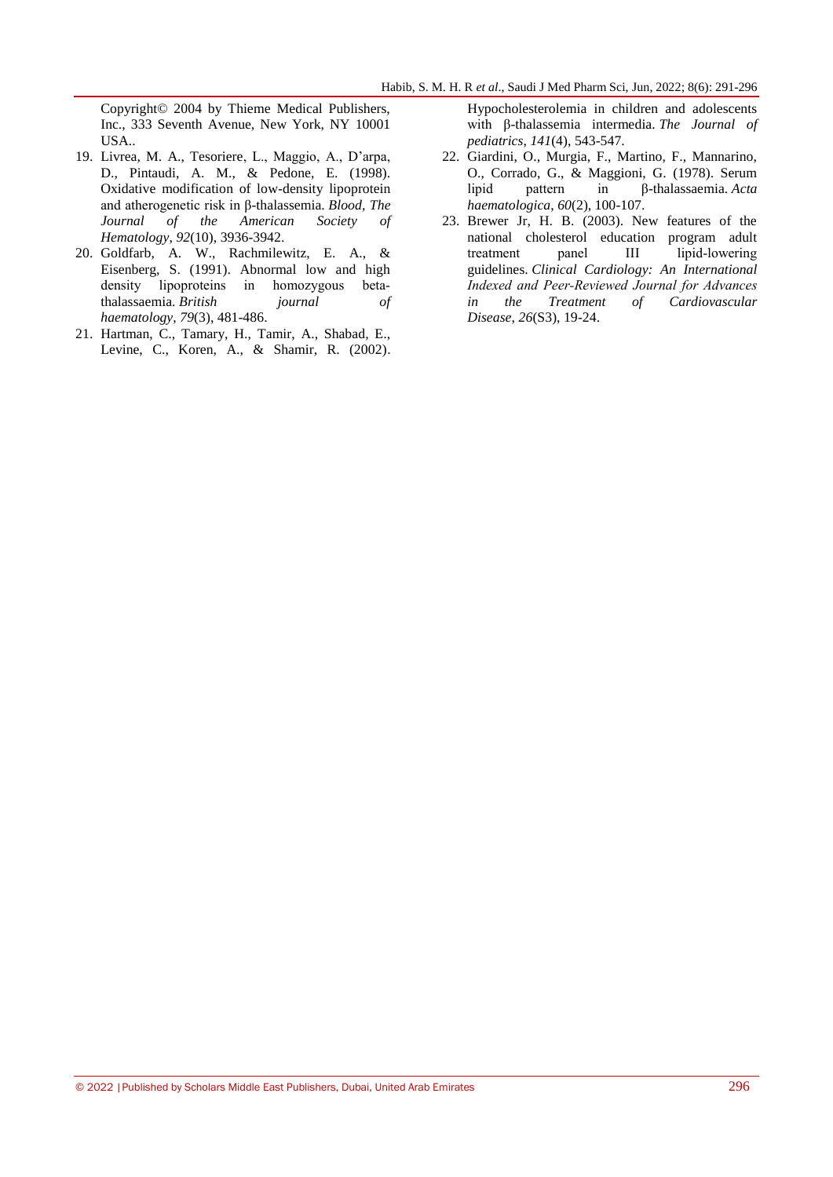Copyright© 2004 by Thieme Medical Publishers, Inc., 333 Seventh Avenue, New York, NY 10001 USA..

19. Livrea, M. A., Tesoriere, L., Maggio, A., D'arpa, D., Pintaudi, A. M., & Pedone, E. (1998). Oxidative modification of low-density lipoprotein and atherogenetic risk in β-thalassemia. *Blood, The Journal of the American Society of Hematology*, *92*(10), 3936-3942.
20. Goldfarb, A. W., Rachmilewitz, E. A., & Eisenberg, S. (1991). Abnormal low and high density lipoproteins in homozygous beta-thalassaemia. *British journal of haematology*, *79*(3), 481-486.
21. Hartman, C., Tamary, H., Tamir, A., Shabad, E., Levine, C., Koren, A., & Shamir, R. (2002). Hypocholesterolemia in children and adolescents with β-thalassemia intermedia. *The Journal of pediatrics*, *141*(4), 543-547.
22. Giardini, O., Murgia, F., Martino, F., Mannarino, O., Corrado, G., & Maggioni, G. (1978). Serum lipid pattern in β-thalassaemia. *Acta haematologica*, *60*(2), 100-107.
23. Brewer Jr, H. B. (2003). New features of the national cholesterol education program adult treatment panel III lipid-lowering guidelines. *Clinical Cardiology: An International Indexed and Peer-Reviewed Journal for Advances in the Treatment of Cardiovascular Disease*, *26*(S3), 19-24.